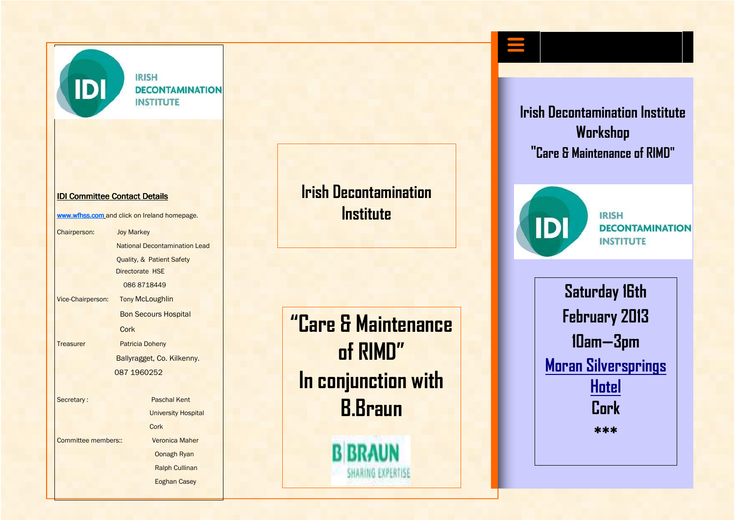IRISH DECONTAMINATION INSTITUTE

**IDI Committee Contact Details**

www.wfhss.com and click on Ireland homepage.

| | |
|---|---|
| Chairperson: | Joy Markey |
| | National Decontamination Lead |
| | Quality, & Patient Safety Directorate HSE |
| | 086 8718449 |
| Vice-Chairperson: | Tony McLoughlin |
| | Bon Secours Hospital |
| | Cork |
| Treasurer | Patricia Doheny |
| | Ballyragget, Co. Kilkenny. |
| | 087 1960252 |
| Secretary : | Paschal Kent |
| | University Hospital |
| | Cork |
| Committee members:: | Veronica Maher |
| | Oonagh Ryan |
| | Ralph Cullinan |
| | Eoghan Casey |

# Irish Decontamination Institute

# "Care & Maintenance of RIMD" In conjunction with B.Braun

B|BRAUN SHARING EXPERTISE

## Irish Decontamination Institute Workshop "Care & Maintenance of RIMD"

IRISH DECONTAMINATION INSTITUTE

**Saturday 16th February 2013**

**10am—3pm**

**Moran Silversprings Hotel**

**Cork**

***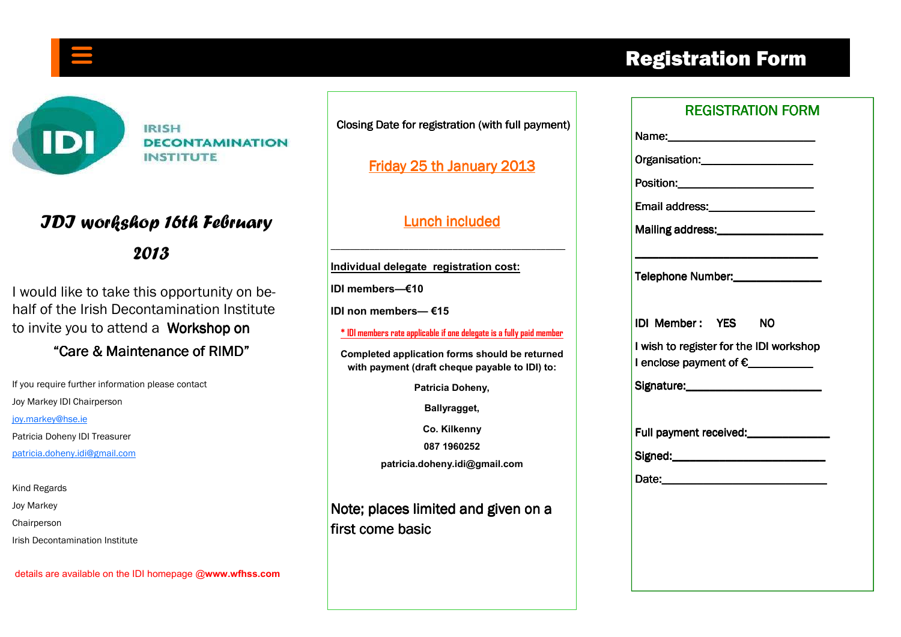# Registration Form

IRISH DECONTAMINATION INSTITUTE

## *IDI workshop 16th February 2013*

I would like to take this opportunity on behalf of the Irish Decontamination Institute to invite you to attend a **Workshop on**

**"Care & Maintenance of RIMD"**

If you require further information please contact

Joy Markey IDI Chairperson

joy.markey@hse.ie

Patricia Doheny IDI Treasurer

patricia.doheny.idi@gmail.com

Kind Regards

Joy Markey

Chairperson

Irish Decontamination Institute

details are available on the IDI homepage **@www.wfhss.com**

Closing Date for registration (with full payment)

Friday 25 th January 2013

Lunch included

---

**Individual delegate registration cost:**

**IDI members—€10**

**IDI non members— €15**

\* IDI members rate applicable if one delegate is a fully paid member

**Completed application forms should be returned with payment (draft cheque payable to IDI) to:**

**Patricia Doheny,**

**Ballyragget,**

**Co. Kilkenny**

**087 1960252**

**patricia.doheny.idi@gmail.com**

Note; places limited and given on a first come basic

## REGISTRATION FORM

Name:______________________

Organisation:_________________

Position:____________________

Email address:________________

Mailing address:_______________

____________________________

Telephone Number:_____________

IDI Member : YES NO

I wish to register for the IDI workshop

I enclose payment of €__________

Signature:____________________

Full payment received:_____________

Signed:______________________

Date:_________________________